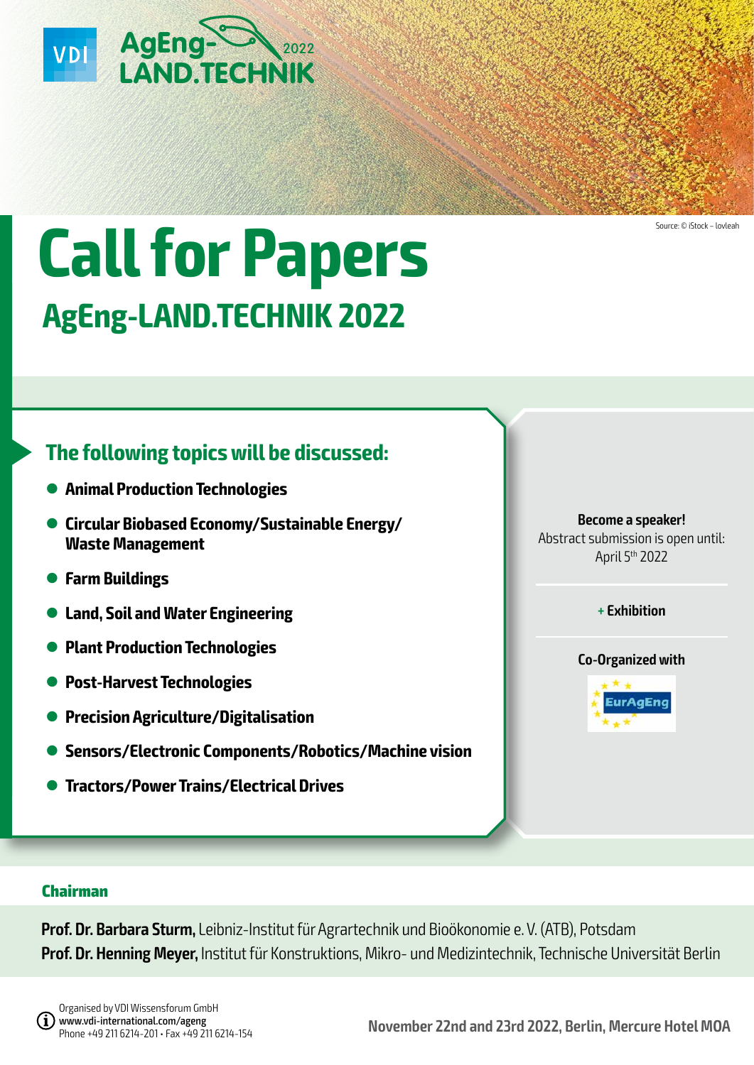VDI AgEng-LAND.TECHNIK 2022

Source: © iStock – lovleah

# Call for Papers

## AgEng-LAND.TECHNIK 2022

### The following topics will be discussed:

- **Animal Production Technologies**
- **Circular Biobased Economy/Sustainable Energy/ Waste Management**
- **Farm Buildings**
- **Land, Soil and Water Engineering**
- **Plant Production Technologies**
- **Post-Harvest Technologies**
- **Precision Agriculture/Digitalisation**
- **Sensors/Electronic Components/Robotics/Machine vision**
- **Tractors/Power Trains/Electrical Drives**

**Become a speaker!**
Abstract submission is open until:
April 5th 2022

**+ Exhibition**

**Co-Organized with**

EurAgEng

### Chairman

**Prof. Dr. Barbara Sturm,** Leibniz-Institut für Agrartechnik und Bioökonomie e. V. (ATB), Potsdam
**Prof. Dr. Henning Meyer,** Institut für Konstruktions, Mikro- und Medizintechnik, Technische Universität Berlin

Organised by VDI Wissensforum GmbH
www.vdi-international.com/ageng
Phone +49 211 6214-201 • Fax +49 211 6214-154

**November 22nd and 23rd 2022, Berlin, Mercure Hotel MOA**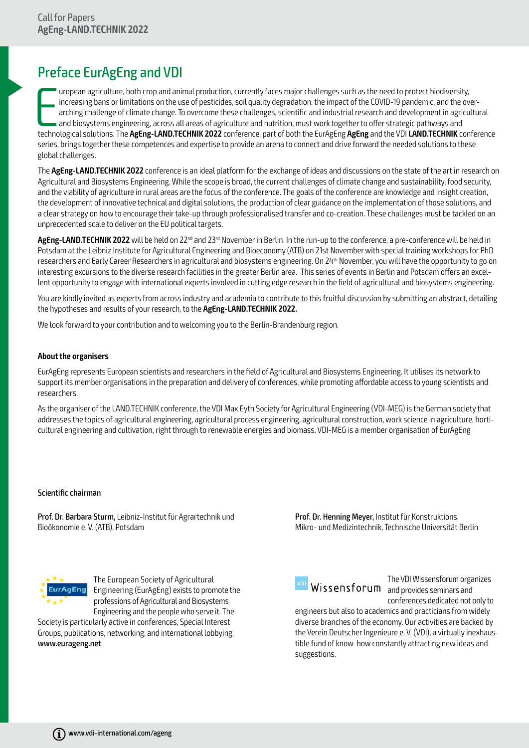# Preface EurAgEng and VDI

European agriculture, both crop and animal production, currently faces major challenges such as the need to protect biodiversity, increasing bans or limitations on the use of pesticides, soil quality degradation, the impact of the COVID-19 pandemic, and the overarching challenge of climate change. To overcome these challenges, scientific and industrial research and development in agricultural and biosystems engineering, across all areas of agriculture and nutrition, must work together to offer strategic pathways and technological solutions. The **AgEng-LAND.TECHNIK 2022** conference, part of both the EurAgEng **AgEng** and the VDI **LAND.TECHNIK** conference series, brings together these competences and expertise to provide an arena to connect and drive forward the needed solutions to these global challenges.

The **AgEng-LAND.TECHNIK 2022** conference is an ideal platform for the exchange of ideas and discussions on the state of the art in research on Agricultural and Biosystems Engineering. While the scope is broad, the current challenges of climate change and sustainability, food security, and the viability of agriculture in rural areas are the focus of the conference. The goals of the conference are knowledge and insight creation, the development of innovative technical and digital solutions, the production of clear guidance on the implementation of those solutions, and a clear strategy on how to encourage their take-up through professionalised transfer and co-creation. These challenges must be tackled on an unprecedented scale to deliver on the EU political targets.

**AgEng-LAND.TECHNIK 2022** will be held on 22nd and 23rd November in Berlin. In the run-up to the conference, a pre-conference will be held in Potsdam at the Leibniz Institute for Agricultural Engineering and Bioeconomy (ATB) on 21st November with special training workshops for PhD researchers and Early Career Researchers in agricultural and biosystems engineering. On 24th November, you will have the opportunity to go on interesting excursions to the diverse research facilities in the greater Berlin area. This series of events in Berlin and Potsdam offers an excellent opportunity to engage with international experts involved in cutting edge research in the field of agricultural and biosystems engineering.

You are kindly invited as experts from across industry and academia to contribute to this fruitful discussion by submitting an abstract, detailing the hypotheses and results of your research, to the **AgEng-LAND.TECHNIK 2022.**

We look forward to your contribution and to welcoming you to the Berlin-Brandenburg region.

**About the organisers**

EurAgEng represents European scientists and researchers in the field of Agricultural and Biosystems Engineering. It utilises its network to support its member organisations in the preparation and delivery of conferences, while promoting affordable access to young scientists and researchers.

As the organiser of the LAND.TECHNIK conference, the VDI Max Eyth Society for Agricultural Engineering (VDI-MEG) is the German society that addresses the topics of agricultural engineering, agricultural process engineering, agricultural construction, work science in agriculture, horticultural engineering and cultivation, right through to renewable energies and biomass. VDI-MEG is a member organisation of EurAgEng

**Scientific chairman**

**Prof. Dr. Barbara Sturm,** Leibniz-Institut für Agrartechnik und Bioökonomie e. V. (ATB), Potsdam

**Prof. Dr. Henning Meyer,** Institut für Konstruktions, Mikro- und Medizintechnik, Technische Universität Berlin

The European Society of Agricultural Engineering (EurAgEng) exists to promote the professions of Agricultural and Biosystems Engineering and the people who serve it. The Society is particularly active in conferences, Special Interest Groups, publications, networking, and international lobbying.
**www.eurageng.net**

The VDI Wissensforum organizes and provides seminars and conferences dedicated not only to engineers but also to academics and practicians from widely diverse branches of the economy. Our activities are backed by the Verein Deutscher Ingenieure e. V. (VDI), a virtually inexhaustible fund of know-how constantly attracting new ideas and suggestions.

www.vdi-international.com/ageng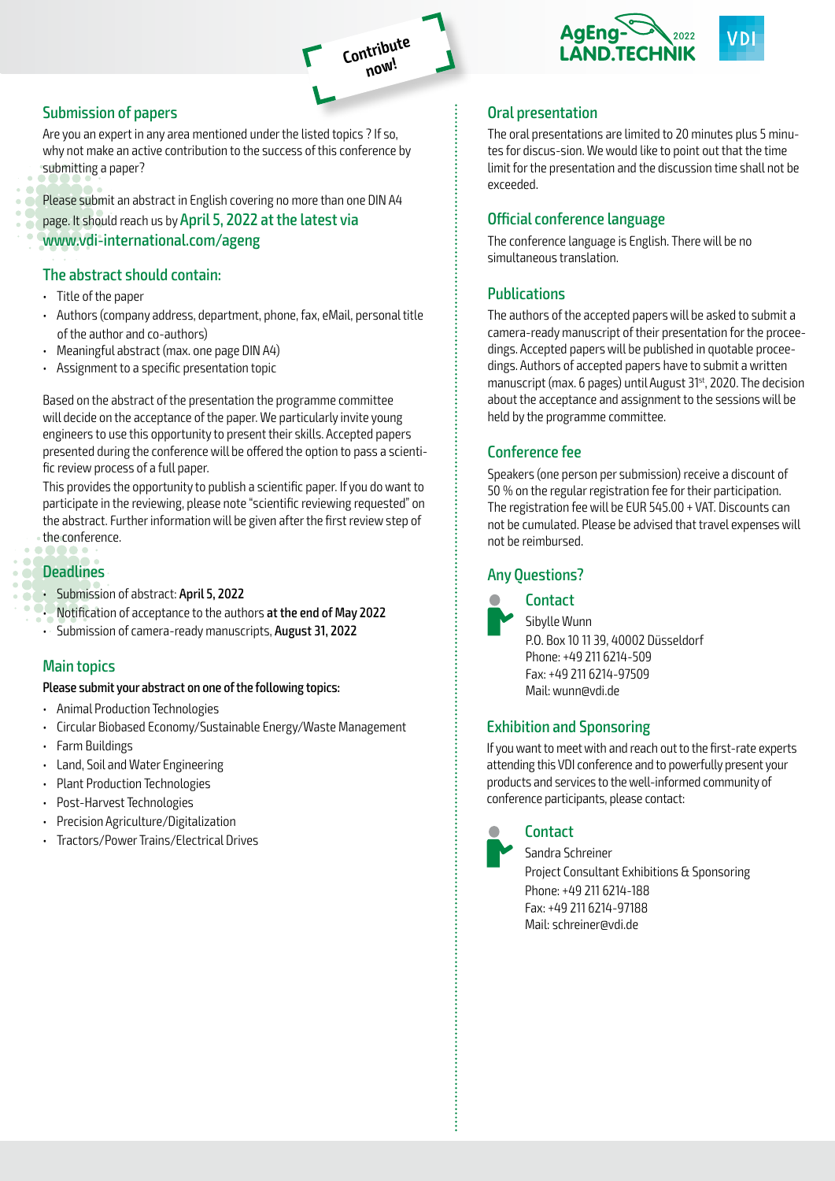Contribute now!

## Submission of papers

Are you an expert in any area mentioned under the listed topics ? If so, why not make an active contribution to the success of this conference by submitting a paper?

Please submit an abstract in English covering no more than one DIN A4 page. It should reach us by **April 5, 2022 at the latest via www.vdi-international.com/ageng**

## The abstract should contain:

- Title of the paper
- Authors (company address, department, phone, fax, eMail, personal title of the author and co-authors)
- Meaningful abstract (max. one page DIN A4)
- Assignment to a specific presentation topic

Based on the abstract of the presentation the programme committee will decide on the acceptance of the paper. We particularly invite young engineers to use this opportunity to present their skills. Accepted papers presented during the conference will be offered the option to pass a scientific review process of a full paper.

This provides the opportunity to publish a scientific paper. If you do want to participate in the reviewing, please note "scientific reviewing requested" on the abstract. Further information will be given after the first review step of the conference.

## Deadlines

- Submission of abstract: **April 5, 2022**
- Notification of acceptance to the authors **at the end of May 2022**
- Submission of camera-ready manuscripts, **August 31, 2022**

## Main topics

**Please submit your abstract on one of the following topics:**

- Animal Production Technologies
- Circular Biobased Economy/Sustainable Energy/Waste Management
- Farm Buildings
- Land, Soil and Water Engineering
- Plant Production Technologies
- Post-Harvest Technologies
- Precision Agriculture/Digitalization
- Tractors/Power Trains/Electrical Drives

## Oral presentation

The oral presentations are limited to 20 minutes plus 5 minutes for discus-sion. We would like to point out that the time limit for the presentation and the discussion time shall not be exceeded.

## Official conference language

The conference language is English. There will be no simultaneous translation.

## Publications

The authors of the accepted papers will be asked to submit a camera-ready manuscript of their presentation for the proceedings. Accepted papers will be published in quotable proceedings. Authors of accepted papers have to submit a written manuscript (max. 6 pages) until August 31st, 2020. The decision about the acceptance and assignment to the sessions will be held by the programme committee.

## Conference fee

Speakers (one person per submission) receive a discount of 50 % on the regular registration fee for their participation. The registration fee will be EUR 545.00 + VAT. Discounts can not be cumulated. Please be advised that travel expenses will not be reimbursed.

## Any Questions?

### Contact

Sibylle Wunn
P.O. Box 10 11 39, 40002 Düsseldorf
Phone: +49 211 6214-509
Fax: +49 211 6214-97509
Mail: wunn@vdi.de

## Exhibition and Sponsoring

If you want to meet with and reach out to the first-rate experts attending this VDI conference and to powerfully present your products and services to the well-informed community of conference participants, please contact:

### Contact

Sandra Schreiner
Project Consultant Exhibitions & Sponsoring
Phone: +49 211 6214-188
Fax: +49 211 6214-97188
Mail: schreiner@vdi.de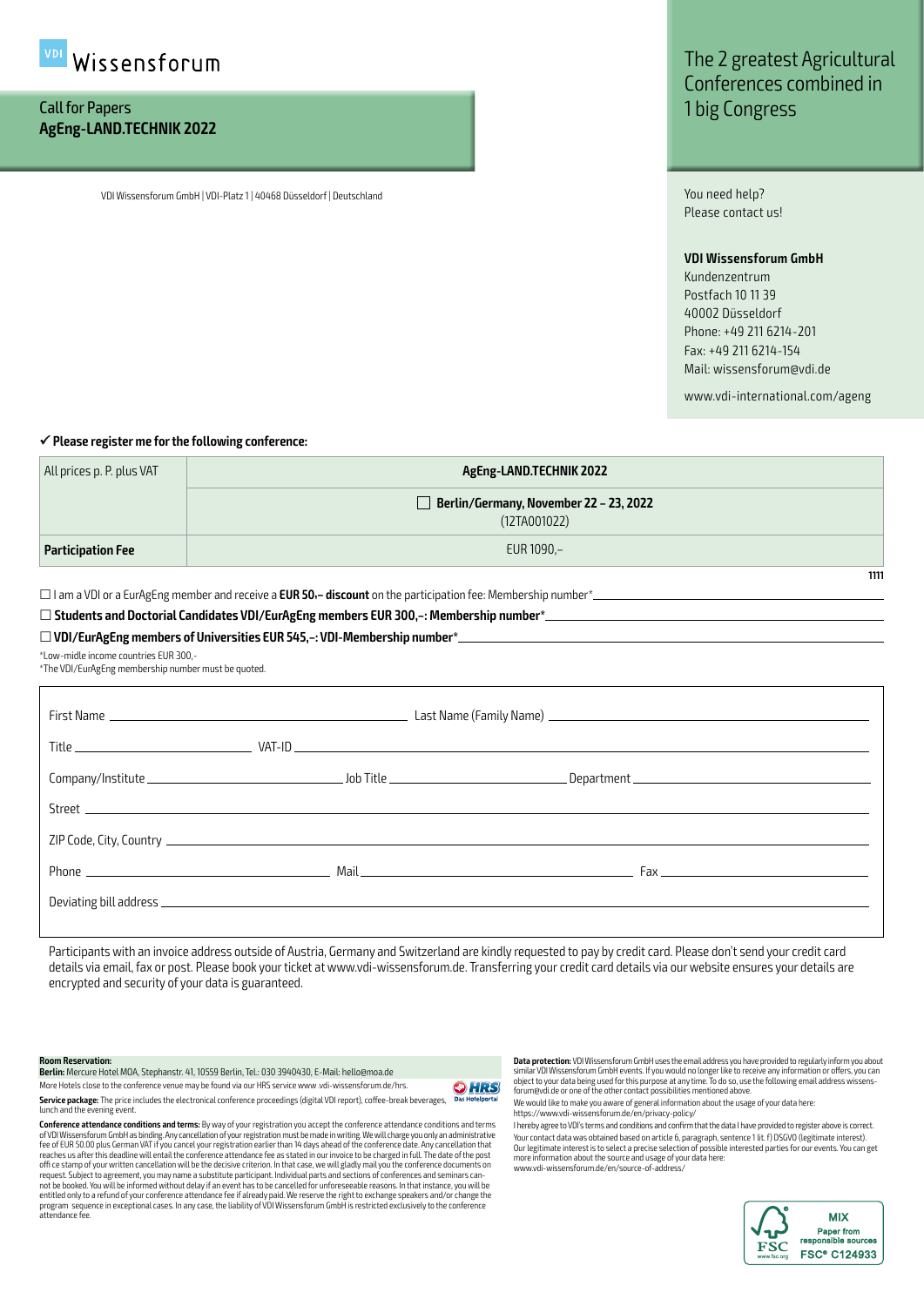VDI Wissensforum

Call for Papers
**AgEng-LAND.TECHNIK 2022**

VDI Wissensforum GmbH | VDI-Platz 1 | 40468 Düsseldorf | Deutschland

# The 2 greatest Agricultural Conferences combined in 1 big Congress

You need help?
Please contact us!

**VDI Wissensforum GmbH**
Kundenzentrum
Postfach 10 11 39
40002 Düsseldorf
Phone: +49 211 6214-201
Fax: +49 211 6214-154
Mail: wissensforum@vdi.de

www.vdi-international.com/ageng

**✓ Please register me for the following conference:**

| All prices p. P. plus VAT | **AgEng-LAND.TECHNIK 2022** |
|---|---|
| | ☐ **Berlin/Germany, November 22 – 23, 2022** (12TA001022) |
| **Participation Fee** | EUR 1090,– |

1111

☐ I am a VDI or a EurAgEng member and receive a **EUR 50,– discount** on the participation fee: Membership number* ____________

☐ **Students and Doctorial Candidates VDI/EurAgEng members EUR 300,–: Membership number*** ____________

☐ **VDI/EurAgEng members of Universities EUR 545,–: VDI-Membership number*** ____________

*Low-midle income countries EUR 300,-
*The VDI/EurAgEng membership number must be quoted.

First Name ____________ Last Name (Family Name) ____________

Title ____________ VAT-ID ____________

Company/Institute ____________ Job Title ____________ Department ____________

Street ____________

ZIP Code, City, Country ____________

Phone ____________ Mail ____________ Fax ____________

Deviating bill address ____________

Participants with an invoice address outside of Austria, Germany and Switzerland are kindly requested to pay by credit card. Please don't send your credit card details via email, fax or post. Please book your ticket at www.vdi-wissensforum.de. Transferring your credit card details via our website ensures your details are encrypted and security of your data is guaranteed.

**Room Reservation:**
**Berlin:** Mercure Hotel MOA, Stephanstr. 41, 10559 Berlin, Tel.: 030 3940430, E-Mail: hello@moa.de
More Hotels close to the conference venue may be found via our HRS service www.vdi-wissensforum.de/hrs.

**Service package:** The price includes the electronical conference proceedings (digital VDI report), coffee-break beverages, lunch and the evening event.

**Conference attendance conditions and terms:** By way of your registration you accept the conference attendance conditions and terms of VDI Wissensforum GmbH as binding. Any cancellation of your registration must be made in writing. We will charge you only an administrative fee of EUR 50.00 plus German VAT if you cancel your registration earlier than 14 days ahead of the conference date. Any cancellation that reaches us after this deadline will entail the conference attendance fee as stated in our invoice to be charged in full. The date of the post office stamp of your written cancellation will be the decisive criterion. In that case, we will gladly mail you the conference documents on request. Subject to agreement, you may name a substitute participant. Individual parts and sections of conferences and seminars cannot be booked. You will be informed without delay if an event has to be cancelled for unforeseeable reasons. In that instance, you will be entitled only to a refund of your conference attendance fee if already paid. We reserve the right to exchange speakers and/or change the program sequence in exceptional cases. In any case, the liability of VDI Wissensforum GmbH is restricted exclusively to the conference attendance fee.

**Data protection:** VDI Wissensforum GmbH uses the email address you have provided to regularly inform you about similar VDI Wissensforum GmbH events. If you would no longer like to receive any information or offers, you can object to your data being used for this purpose at any time. To do so, use the following email address wissensforum@vdi.de or one of the other contact possibilities mentioned above.

We would like to make you aware of general information about the usage of your data here:
https://www.vdi-wissensforum.de/en/privacy-policy/

I hereby agree to VDI's terms and conditions and confirm that the data I have provided to register above is correct.

Your contact data was obtained based on article 6, paragraph, sentence 1 lit. f) DSGVO (legitimate interest). Our legitimate interest is to select a precise selection of possible interested parties for our events. You can get more information about the source and usage of your data here:
www.vdi-wissensforum.de/en/source-of-address/

MIX
Paper from responsible sources
FSC® C124933